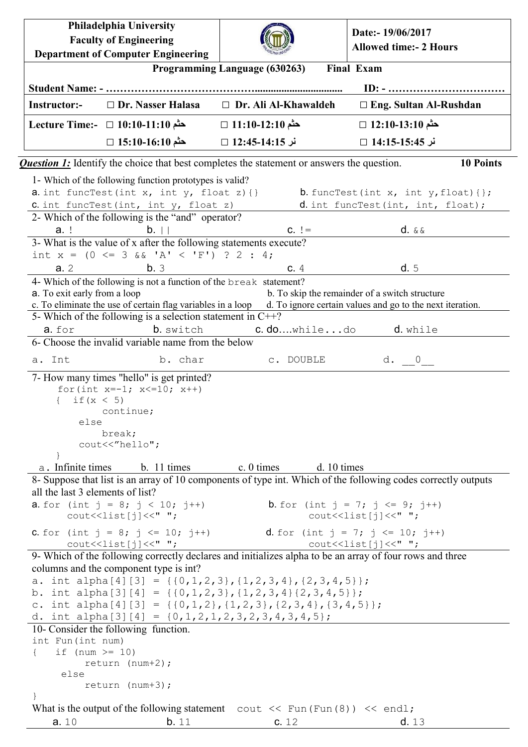| Philadelphia University<br>Faculty of Engineering<br>Department of Computer Engineering | | Date:- 19/06/2017<br>Allowed time:- 2 Hours |
|---|---|---|

**Programming Language (630263)  Final Exam**

**Student Name: - ……………………………………………………………  ID: - ……………………………**

| Instructor:- | ☐ Dr. Nasser Halasa | ☐ Dr. Ali Al-Khawaldeh | ☐ Eng. Sultan Al-Rushdan |
|---|---|---|---|
| Lecture Time:- | ☐ 10:10-11:10 حثم | ☐ 11:10-12:10 حثم | ☐ 12:10-13:10 حثم |
| | ☐ 15:10-16:10 حثم | ☐ 12:45-14:15 نر | ☐ 14:15-15:45 نر |

***Question 1:*** Identify the choice that best completes the statement or answers the question. **10 Points**

1- Which of the following function prototypes is valid?

a. `int funcTest(int x, int y, float z){}`  
b. `funcTest(int x, int y,float){};`  
c. `int funcTest(int, int y, float z)`  
d. `int funcTest(int, int, float);`

2- Which of the following is the "and" operator?

a. `!`  b. `||`  c. `!=`  d. `&&`

3- What is the value of x after the following statements execute?

```
int x = (0 <= 3 && 'A' < 'F') ? 2 : 4;
```

a. 2  b. 3  c. 4  d. 5

4- Which of the following is not a function of the `break` statement?

a. To exit early from a loop  
b. To skip the remainder of a switch structure  
c. To eliminate the use of certain flag variables in a loop  
d. To ignore certain values and go to the next iteration.

5- Which of the following is a selection statement in C++?

a. `for`  b. `switch`  c. `do….while...do`  d. `while`

6- Choose the invalid variable name from the below

a. `Int`  b. `char`  c. `DOUBLE`  d. `__0__`

7- How many times "hello" is get printed?

```
for(int x=-1; x<=10; x++)
{  if(x < 5)
       continue;
   else
       break;
   cout<<"hello";
}
```

a. Infinite times  b. 11 times  c. 0 times  d. 10 times

8- Suppose that list is an array of 10 components of type int. Which of the following codes correctly outputs all the last 3 elements of list?

a.
```
for (int j = 8; j < 10; j++)
    cout<<list[j]<<" ";
```
b.
```
for (int j = 7; j <= 9; j++)
    cout<<list[j]<<" ";
```
c.
```
for (int j = 8; j <= 10; j++)
    cout<<list[j]<<" ";
```
d.
```
for (int j = 7; j <= 10; j++)
    cout<<list[j]<<" ";
```

9- Which of the following correctly declares and initializes alpha to be an array of four rows and three columns and the component type is int?

```
a. int alpha[4][3] = {{0,1,2,3},{1,2,3,4},{2,3,4,5}};
b. int alpha[3][4] = {{0,1,2,3},{1,2,3,4}{2,3,4,5}};
c. int alpha[4][3] = {{0,1,2},{1,2,3},{2,3,4},{3,4,5}};
d. int alpha[3][4] = {0,1,2,1,2,3,2,3,4,3,4,5};
```

10- Consider the following function.

```
int Fun(int num)
{   if (num >= 10)
        return (num+2);
    else
        return (num+3);
}
```

What is the output of the following statement `cout << Fun(Fun(8)) << endl;`

a. 10  b. 11  c. 12  d. 13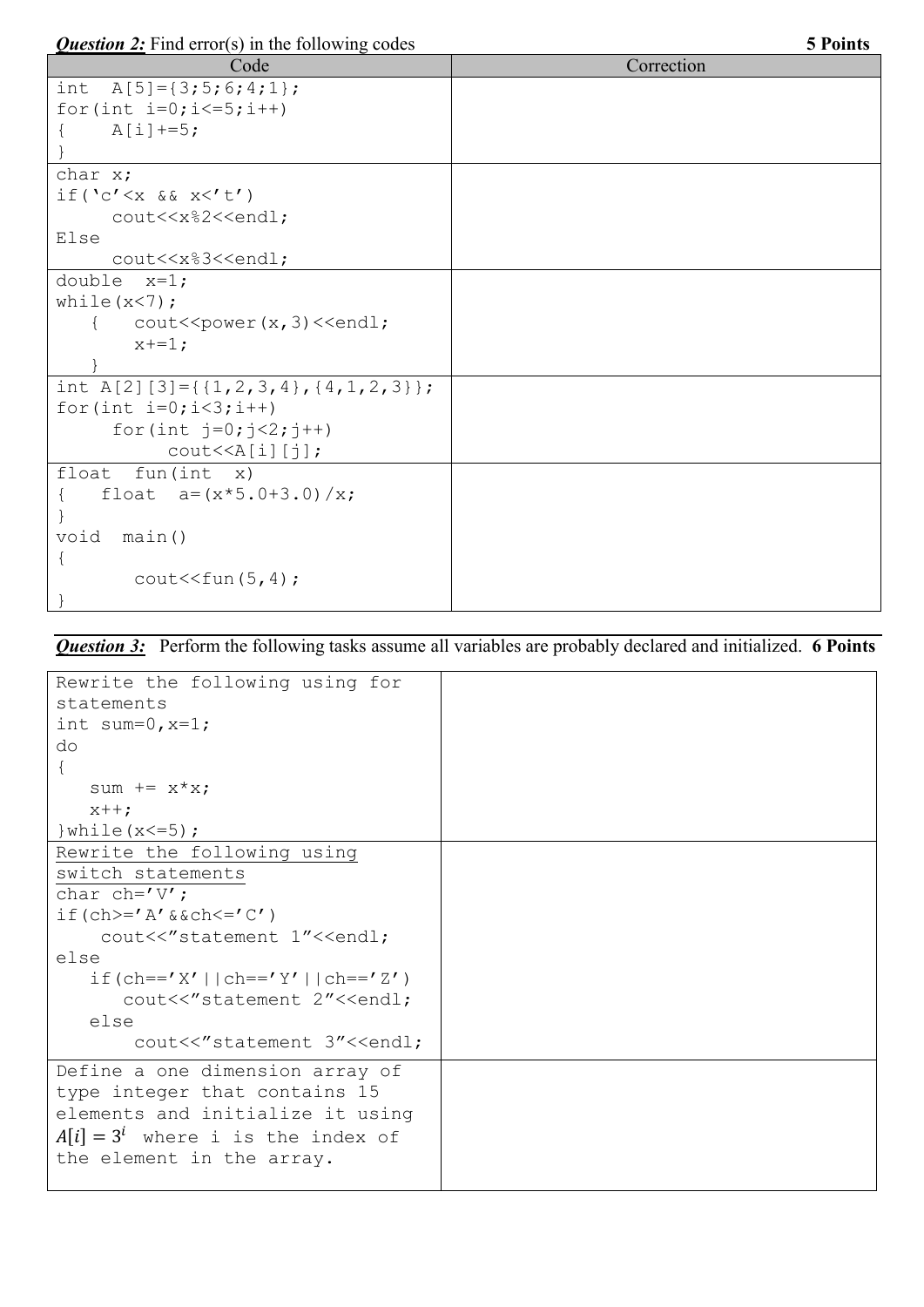***Question 2:*** Find error(s) in the following codes **5 Points**

| Code | Correction |
| --- | --- |
| <pre>int  A[5]={3;5;6;4;1};<br>for(int i=0;i<=5;i++)<br>{    A[i]+=5;<br>}</pre> | |
| <pre>char x;<br>if('c'<x && x<'t')<br>     cout<<x%2<<endl;<br>Else<br>     cout<<x%3<<endl;</pre> | |
| <pre>double  x=1;<br>while(x<7);<br>   {   cout<<power(x,3)<<endl;<br>       x+=1;<br>   }</pre> | |
| <pre>int A[2][3]={{1,2,3,4},{4,1,2,3}};<br>for(int i=0;i<3;i++)<br>     for(int j=0;j<2;j++)<br>          cout<<A[i][j];</pre> | |
| <pre>float  fun(int  x)<br>{   float  a=(x*5.0+3.0)/x;<br>}<br>void  main()<br>{<br>       cout<<fun(5,4);<br>}</pre> | |

***Question 3:*** Perform the following tasks assume all variables are probably declared and initialized. **6 Points**

| Task | Answer |
| --- | --- |
| Rewrite the following using for statements<br><pre>int sum=0,x=1;<br>do<br>{<br>   sum += x*x;<br>   x++;<br>}while(x<=5);</pre> | |
| <u>Rewrite the following using switch statements</u><br><pre>char ch='V';<br>if(ch>='A'&&ch<='C')<br>    cout<<"statement 1"<<endl;<br>else<br>   if(ch=='X'\|\|ch=='Y'\|\|ch=='Z')<br>      cout<<"statement 2"<<endl;<br>   else<br>       cout<<"statement 3"<<endl;</pre> | |
| Define a one dimension array of type integer that contains 15 elements and initialize it using $A[i] = 3^i$ where i is the index of the element in the array. | |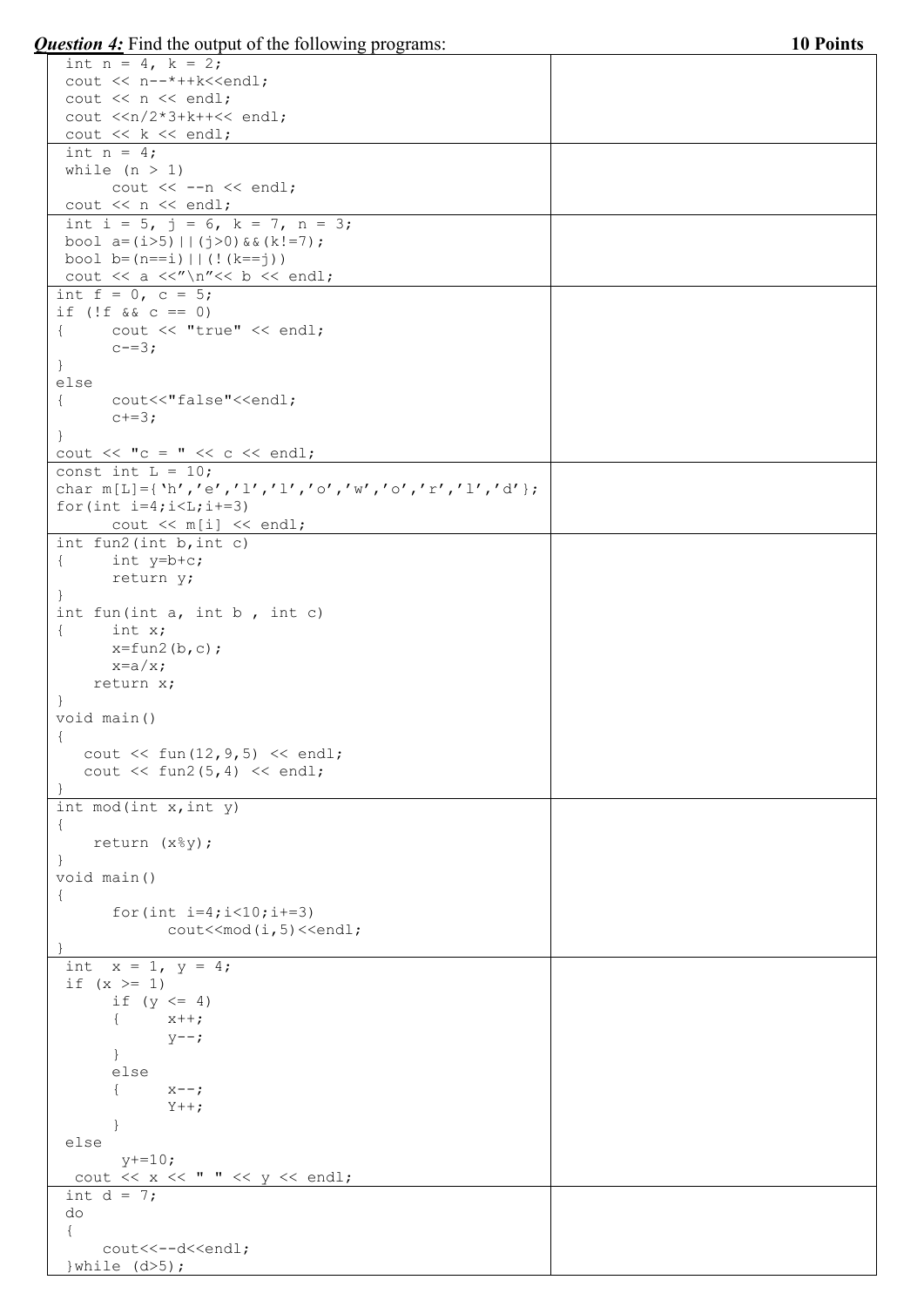***Question 4:*** Find the output of the following programs: **10 Points**

| Program | Output |
|---|---|
| `int n = 4, k = 2;`<br>`cout << n--*++k<<endl;`<br>`cout << n << endl;`<br>`cout <<n/2*3+k++<< endl;`<br>`cout << k << endl;` | |
| `int n = 4;`<br>`while (n > 1)`<br>`      cout << --n << endl;`<br>`cout << n << endl;` | |
| `int i = 5, j = 6, k = 7, n = 3;`<br>`bool a=(i>5)\|\|(j>0)&&(k!=7);`<br>`bool b=(n==i)\|\|(!(k==j))`<br>`cout << a <<"\n"<< b << endl;` | |
| `int f = 0, c = 5;`<br>`if (!f && c == 0)`<br>`{      cout << "true" << endl;`<br>`       c-=3;`<br>`}`<br>`else`<br>`{      cout<<"false"<<endl;`<br>`       c+=3;`<br>`}`<br>`cout << "c = " << c << endl;` | |
| `const int L = 10;`<br>`char m[L]={'h','e','l','l','o','w','o','r','l','d'};`<br>`for(int i=4;i<L;i+=3)`<br>`      cout << m[i] << endl;` | |
| `int fun2(int b,int c)`<br>`{      int y=b+c;`<br>`       return y;`<br>`}`<br>`int fun(int a, int b , int c)`<br>`{      int x;`<br>`       x=fun2(b,c);`<br>`       x=a/x;`<br>`    return x;`<br>`}`<br>`void main()`<br>`{`<br>`   cout << fun(12,9,5) << endl;`<br>`   cout << fun2(5,4) << endl;`<br>`}` | |
| `int mod(int x,int y)`<br>`{`<br>`    return (x%y);`<br>`}`<br>`void main()`<br>`{`<br>`      for(int i=4;i<10;i+=3)`<br>`            cout<<mod(i,5)<<endl;`<br>`}` | |
| `int  x = 1, y = 4;`<br>`if (x >= 1)`<br>`      if (y <= 4)`<br>`      {      x++;`<br>`             y--;`<br>`      }`<br>`      else`<br>`      {      x--;`<br>`             Y++;`<br>`      }`<br>`else`<br>`      y+=10;`<br>` cout << x << " " << y << endl;` | |
| `int d = 7;`<br>`do`<br>`{`<br>`    cout<<--d<<endl;`<br>`}while (d>5);` | |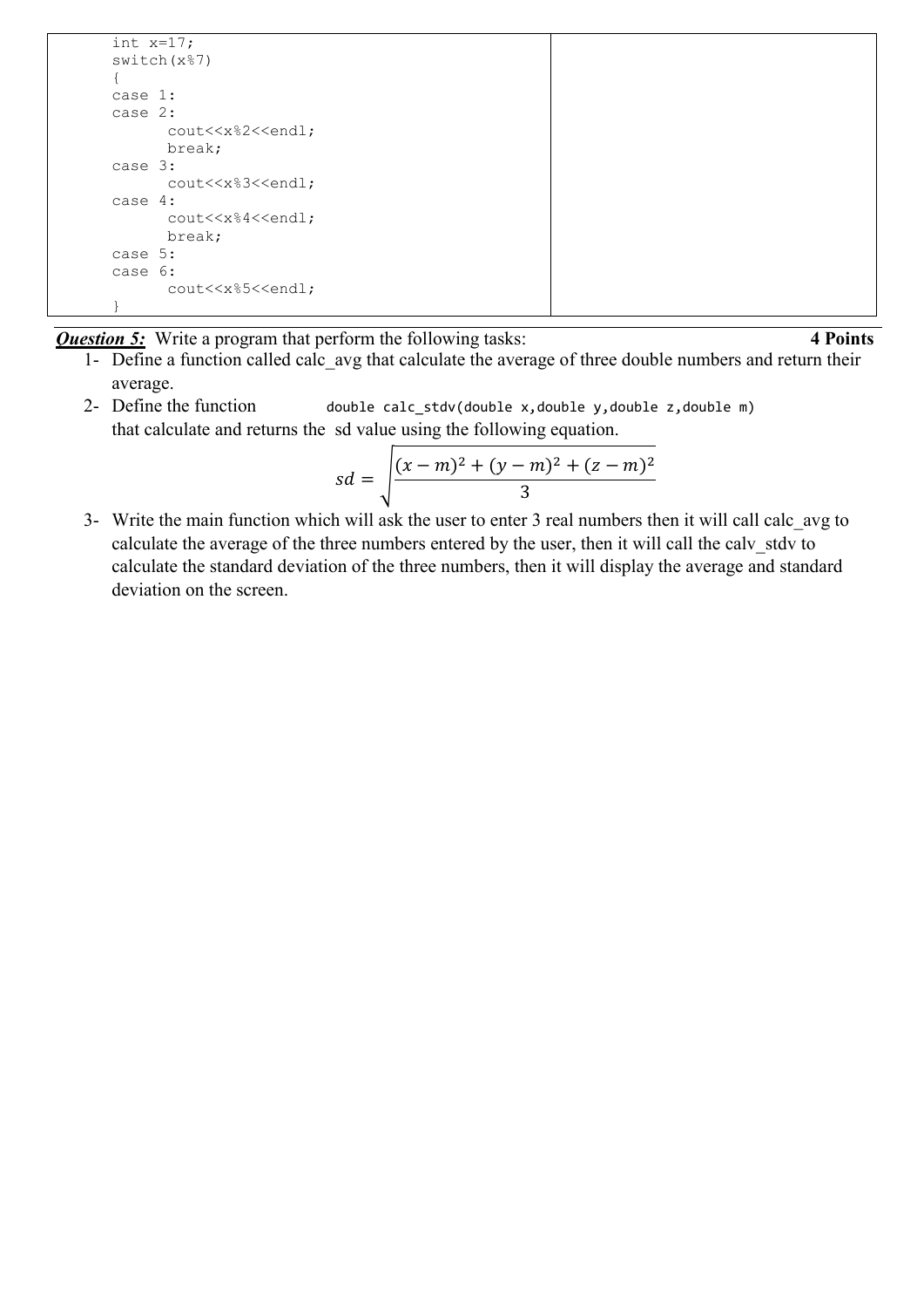| | |
|---|---|
| <pre>int x=17;<br>switch(x%7)<br>{<br>case 1:<br>case 2:<br>      cout<<x%2<<endl;<br>      break;<br>case 3:<br>      cout<<x%3<<endl;<br>case 4:<br>      cout<<x%4<<endl;<br>      break;<br>case 5:<br>case 6:<br>      cout<<x%5<<endl;<br>}</pre> | |

***Question 5:*** Write a program that perform the following tasks: **4 Points**

1- Define a function called calc_avg that calculate the average of three double numbers and return their average.

2- Define the function `double calc_stdv(double x,double y,double z,double m)` that calculate and returns the sd value using the following equation.

$$sd = \sqrt{\frac{(x-m)^2 + (y-m)^2 + (z-m)^2}{3}}$$

3- Write the main function which will ask the user to enter 3 real numbers then it will call calc_avg to calculate the average of the three numbers entered by the user, then it will call the calv_stdv to calculate the standard deviation of the three numbers, then it will display the average and standard deviation on the screen.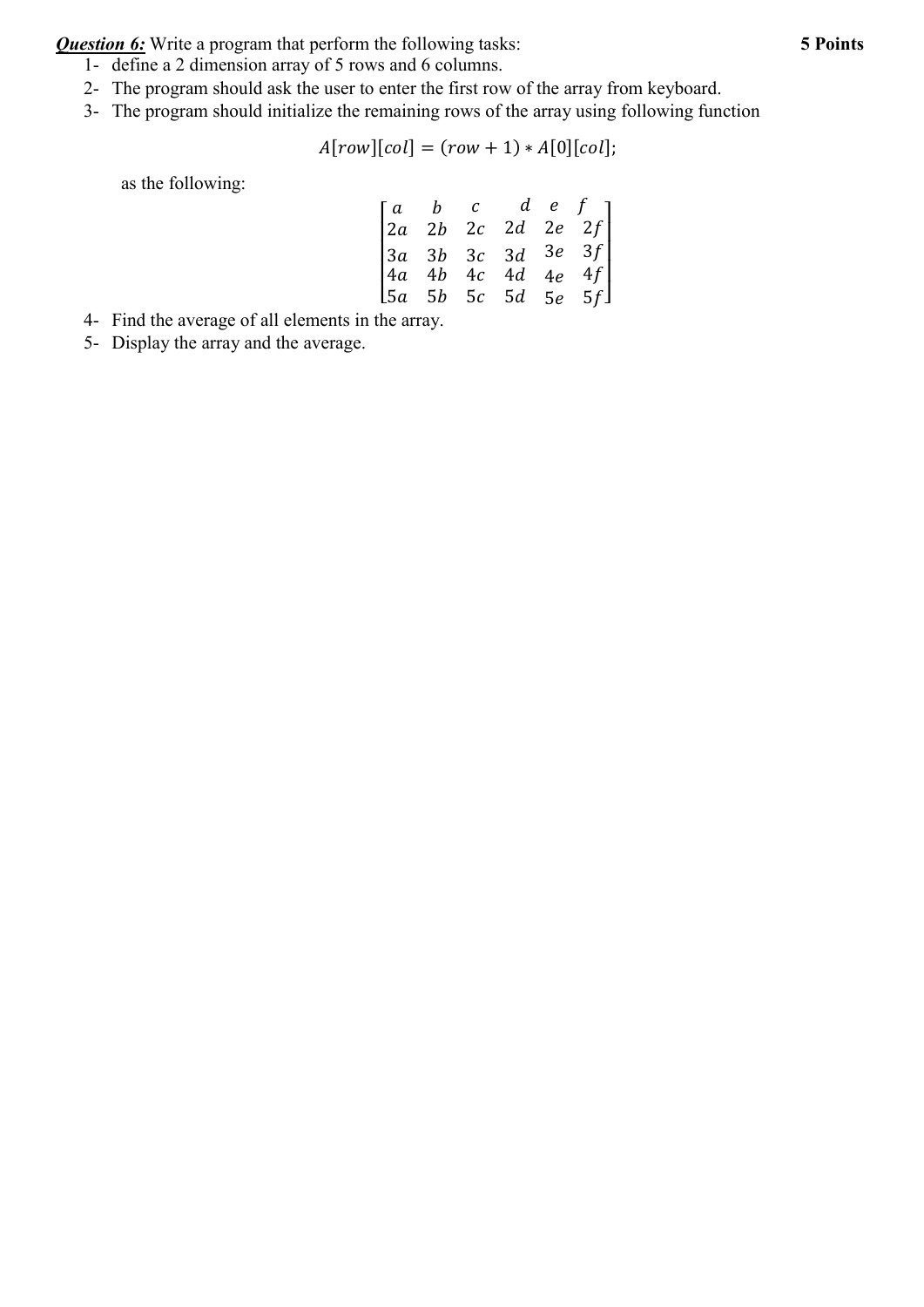***Question 6:*** Write a program that perform the following tasks: **5 Points**

1- define a 2 dimension array of 5 rows and 6 columns.

2- The program should ask the user to enter the first row of the array from keyboard.

3- The program should initialize the remaining rows of the array using following function

$$A[row][col] = (row + 1) * A[0][col];$$

as the following:

$$\begin{bmatrix} a & b & c & d & e & f \\ 2a & 2b & 2c & 2d & 2e & 2f \\ 3a & 3b & 3c & 3d & 3e & 3f \\ 4a & 4b & 4c & 4d & 4e & 4f \\ 5a & 5b & 5c & 5d & 5e & 5f \end{bmatrix}$$

4- Find the average of all elements in the array.

5- Display the array and the average.